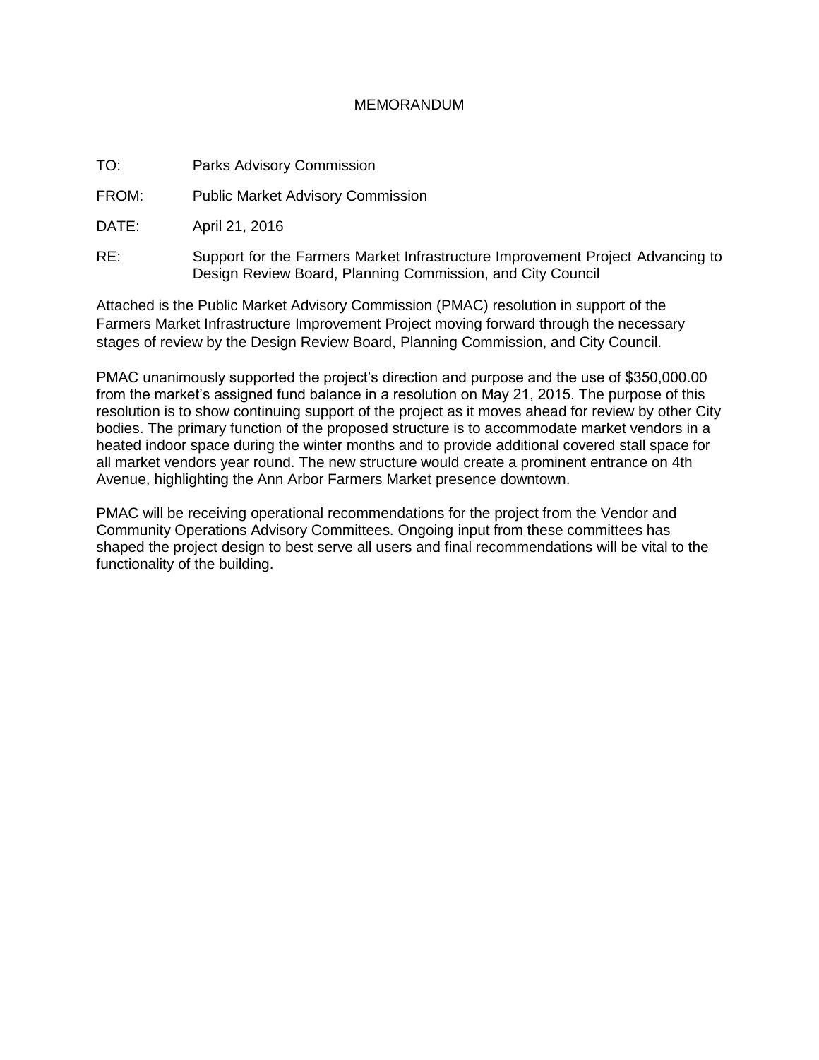# MEMORANDUM

TO: Parks Advisory Commission

FROM: Public Market Advisory Commission

DATE: April 21, 2016

RE: Support for the Farmers Market Infrastructure Improvement Project Advancing to Design Review Board, Planning Commission, and City Council

Attached is the Public Market Advisory Commission (PMAC) resolution in support of the Farmers Market Infrastructure Improvement Project moving forward through the necessary stages of review by the Design Review Board, Planning Commission, and City Council.

PMAC unanimously supported the project's direction and purpose and the use of $350,000.00 from the market's assigned fund balance in a resolution on May 21, 2015. The purpose of this resolution is to show continuing support of the project as it moves ahead for review by other City bodies. The primary function of the proposed structure is to accommodate market vendors in a heated indoor space during the winter months and to provide additional covered stall space for all market vendors year round. The new structure would create a prominent entrance on 4th Avenue, highlighting the Ann Arbor Farmers Market presence downtown.

PMAC will be receiving operational recommendations for the project from the Vendor and Community Operations Advisory Committees. Ongoing input from these committees has shaped the project design to best serve all users and final recommendations will be vital to the functionality of the building.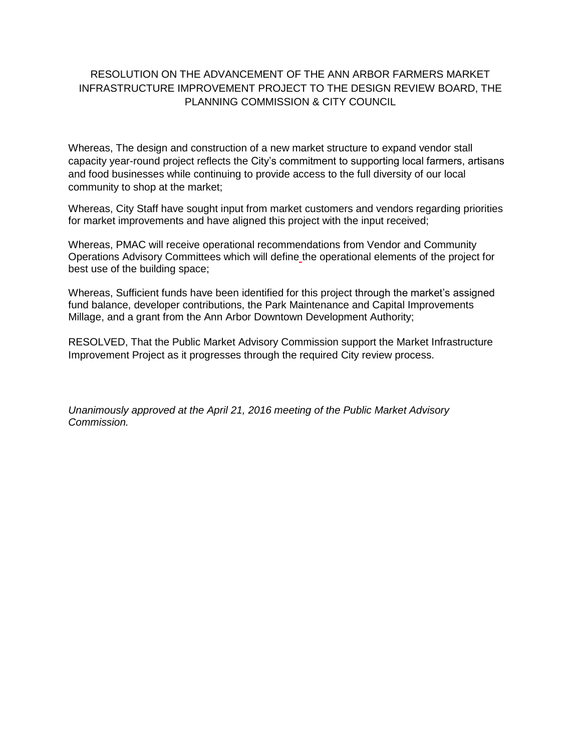# RESOLUTION ON THE ADVANCEMENT OF THE ANN ARBOR FARMERS MARKET INFRASTRUCTURE IMPROVEMENT PROJECT TO THE DESIGN REVIEW BOARD, THE PLANNING COMMISSION & CITY COUNCIL

Whereas, The design and construction of a new market structure to expand vendor stall capacity year-round project reflects the City's commitment to supporting local farmers, artisans and food businesses while continuing to provide access to the full diversity of our local community to shop at the market;

Whereas, City Staff have sought input from market customers and vendors regarding priorities for market improvements and have aligned this project with the input received;

Whereas, PMAC will receive operational recommendations from Vendor and Community Operations Advisory Committees which will define the operational elements of the project for best use of the building space;

Whereas, Sufficient funds have been identified for this project through the market's assigned fund balance, developer contributions, the Park Maintenance and Capital Improvements Millage, and a grant from the Ann Arbor Downtown Development Authority;

RESOLVED, That the Public Market Advisory Commission support the Market Infrastructure Improvement Project as it progresses through the required City review process.

*Unanimously approved at the April 21, 2016 meeting of the Public Market Advisory Commission.*